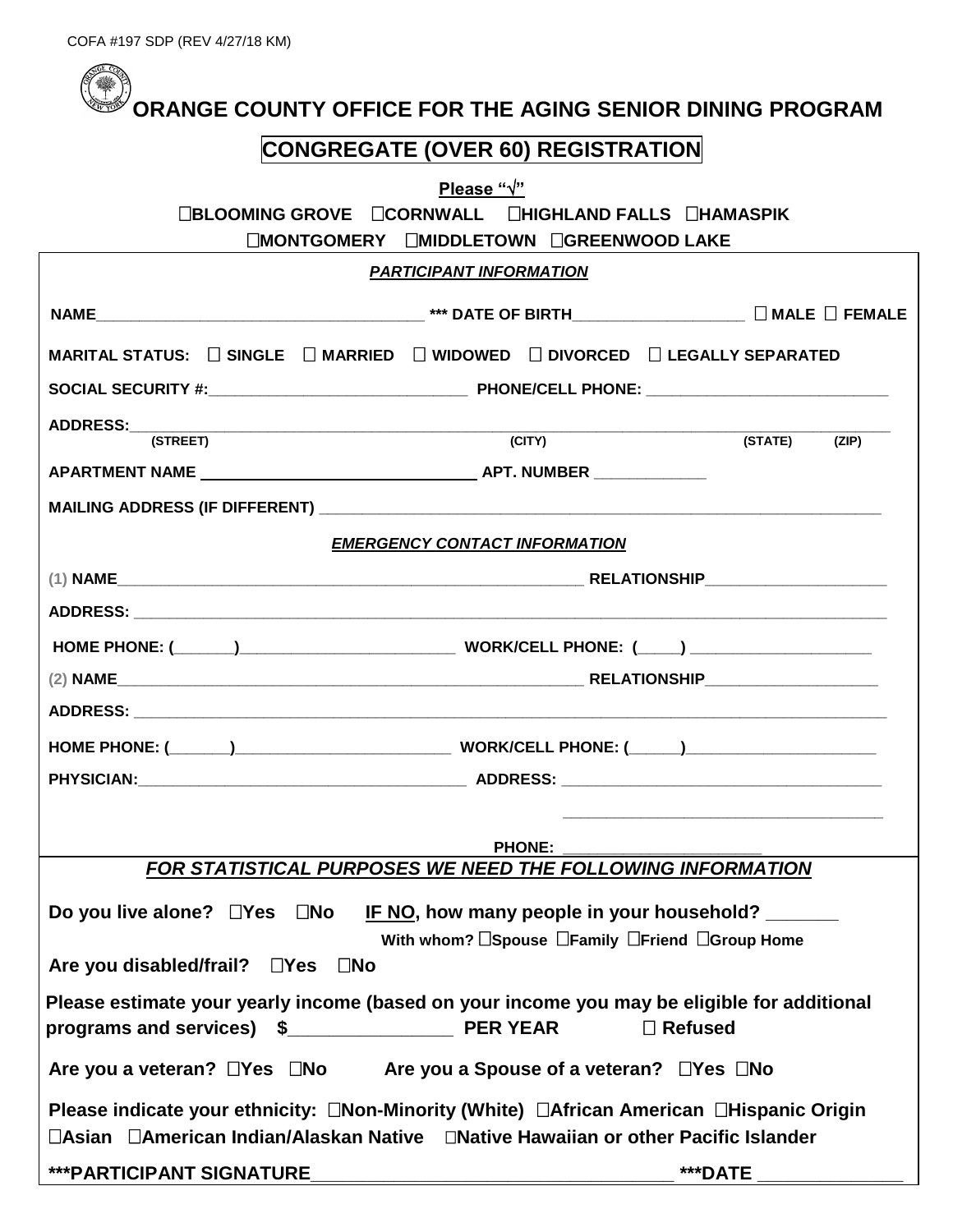COFA #197 SDP (REV 4/27/18 KM)

# ORANGE COUNTY OFFICE FOR THE AGING SENIOR DINING PROGRAM

## CONGREGATE (OVER 60) REGISTRATION

**Please "√"**

**☐BLOOMING GROVE ☐CORNWALL ☐HIGHLAND FALLS ☐HAMASPIK**
**☐MONTGOMERY ☐MIDDLETOWN ☐GREENWOOD LAKE**

***PARTICIPANT INFORMATION***

**NAME**_____________________________________ **\*\*\* DATE OF BIRTH**___________________ **☐ MALE ☐ FEMALE**

**MARITAL STATUS: ☐ SINGLE ☐ MARRIED ☐ WIDOWED ☐ DIVORCED ☐ LEGALLY SEPARATED**

**SOCIAL SECURITY #:**_____________________________ **PHONE/CELL PHONE:** ___________________________

**ADDRESS:**_________________________________________________________________________________
**(STREET) (CITY) (STATE) (ZIP)**

**APARTMENT NAME** _____________________________ **APT. NUMBER** ____________

**MAILING ADDRESS (IF DIFFERENT)** ________________________________________________________________

***EMERGENCY CONTACT INFORMATION***

(1) **NAME**________________________________________________________ **RELATIONSHIP**____________________

**ADDRESS:** ________________________________________________________________________________________

**HOME PHONE: (_______)**________________________ **WORK/CELL PHONE: (_____)** ____________________

(2) **NAME**________________________________________________________ **RELATIONSHIP**____________________

**ADDRESS:** ________________________________________________________________________________________

**HOME PHONE: (_______)**________________________ **WORK/CELL PHONE: (______)**______________________

**PHYSICIAN:**______________________________________ **ADDRESS:** _____________________________________

_____________________________________

**PHONE:** _______________________

***FOR STATISTICAL PURPOSES WE NEED THE FOLLOWING INFORMATION***

**Do you live alone? ☐Yes ☐No <u>IF NO</u>, how many people in your household? _______**

**With whom? ☐Spouse ☐Family ☐Friend ☐Group Home**

**Are you disabled/frail? ☐Yes ☐No**

**Please estimate your yearly income (based on your income you may be eligible for additional programs and services) $________________ PER YEAR ☐ Refused**

**Are you a veteran? ☐Yes ☐No Are you a Spouse of a veteran? ☐Yes ☐No**

**Please indicate your ethnicity: ☐Non-Minority (White) ☐African American ☐Hispanic Origin ☐Asian ☐American Indian/Alaskan Native ☐Native Hawaiian or other Pacific Islander**

**\*\*\*PARTICIPANT SIGNATURE**___________________________________ **\*\*\*DATE** ______________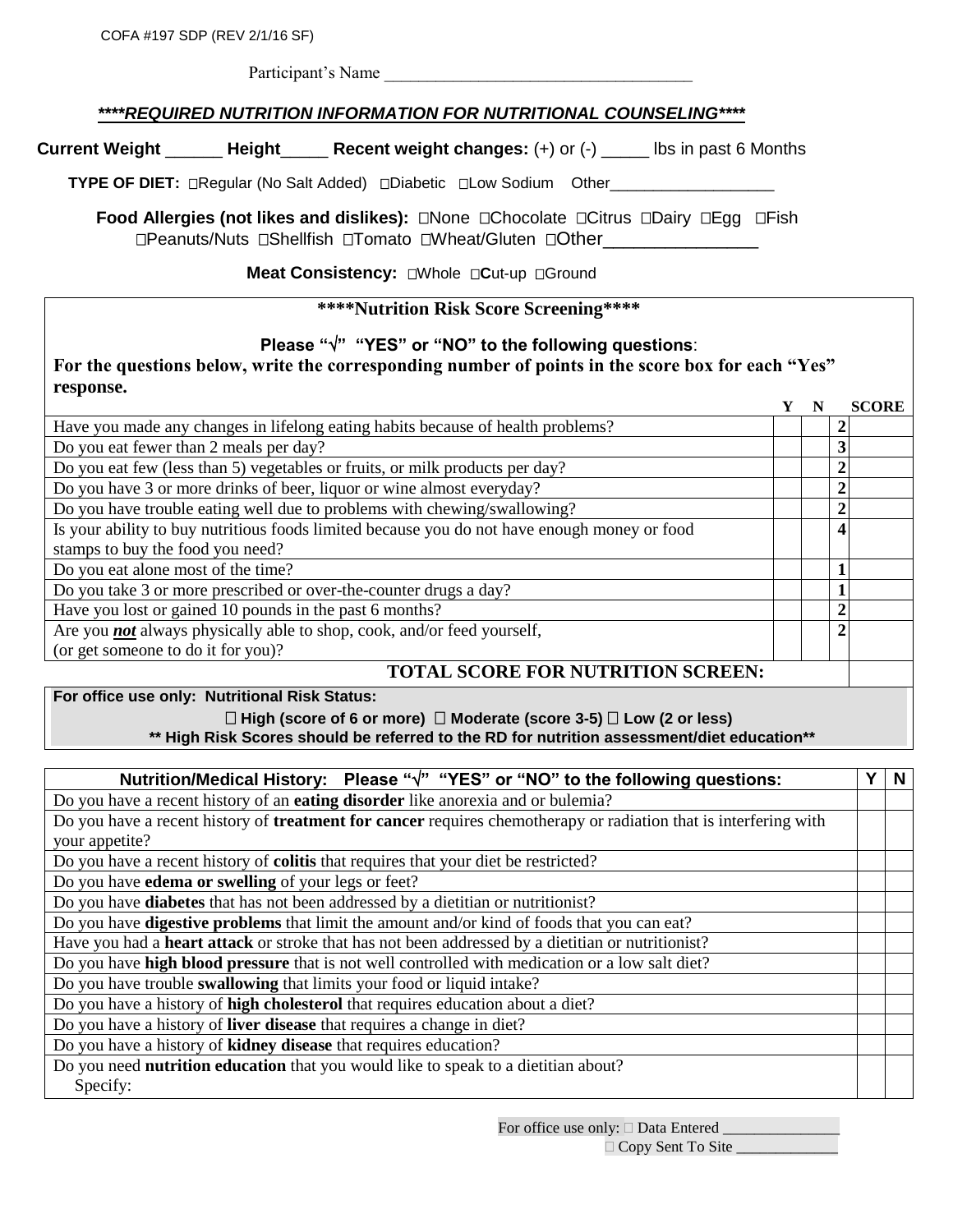COFA #197 SDP (REV 2/1/16 SF)

Participant's Name ____________________________________

***\*REQUIRED NUTRITION INFORMATION FOR NUTRITIONAL COUNSELING\*\*\****

**Current Weight** ______ **Height**_____ **Recent weight changes:** (+) or (-) _____ lbs in past 6 Months

**TYPE OF DIET:** ☐Regular (No Salt Added) ☐Diabetic ☐Low Sodium Other___________________

**Food Allergies (not likes and dislikes):** ☐None ☐Chocolate ☐Citrus ☐Dairy ☐Egg ☐Fish ☐Peanuts/Nuts ☐Shellfish ☐Tomato ☐Wheat/Gluten ☐Other________________

**Meat Consistency:** ☐Whole ☐Cut-up ☐Ground

**\*\*\*\*Nutrition Risk Score Screening\*\*\*\***

**Please "√" "YES" or "NO" to the following questions**:

**For the questions below, write the corresponding number of points in the score box for each "Yes" response.**

| | Y | N | | SCORE |
|---|---|---|---|---|
| Have you made any changes in lifelong eating habits because of health problems? | | | **2** | |
| Do you eat fewer than 2 meals per day? | | | **3** | |
| Do you eat few (less than 5) vegetables or fruits, or milk products per day? | | | **2** | |
| Do you have 3 or more drinks of beer, liquor or wine almost everyday? | | | **2** | |
| Do you have trouble eating well due to problems with chewing/swallowing? | | | **2** | |
| Is your ability to buy nutritious foods limited because you do not have enough money or food stamps to buy the food you need? | | | **4** | |
| Do you eat alone most of the time? | | | **1** | |
| Do you take 3 or more prescribed or over-the-counter drugs a day? | | | **1** | |
| Have you lost or gained 10 pounds in the past 6 months? | | | **2** | |
| Are you ***not*** always physically able to shop, cook, and/or feed yourself, (or get someone to do it for you)? | | | **2** | |
| **TOTAL SCORE FOR NUTRITION SCREEN:** | | | | |

**For office use only: Nutritional Risk Status:**

☐ **High (score of 6 or more)** ☐ **Moderate (score 3-5)** ☐ **Low (2 or less)**

**\*\* High Risk Scores should be referred to the RD for nutrition assessment/diet education\*\***

| **Nutrition/Medical History: Please "√" "YES" or "NO" to the following questions:** | **Y** | **N** |
|---|---|---|
| Do you have a recent history of an **eating disorder** like anorexia and or bulemia? | | |
| Do you have a recent history of **treatment for cancer** requires chemotherapy or radiation that is interfering with your appetite? | | |
| Do you have a recent history of **colitis** that requires that your diet be restricted? | | |
| Do you have **edema or swelling** of your legs or feet? | | |
| Do you have **diabetes** that has not been addressed by a dietitian or nutritionist? | | |
| Do you have **digestive problems** that limit the amount and/or kind of foods that you can eat? | | |
| Have you had a **heart attack** or stroke that has not been addressed by a dietitian or nutritionist? | | |
| Do you have **high blood pressure** that is not well controlled with medication or a low salt diet? | | |
| Do you have trouble **swallowing** that limits your food or liquid intake? | | |
| Do you have a history of **high cholesterol** that requires education about a diet? | | |
| Do you have a history of **liver disease** that requires a change in diet? | | |
| Do you have a history of **kidney disease** that requires education? | | |
| Do you need **nutrition education** that you would like to speak to a dietitian about? Specify: | | |

For office use only: ☐ Data Entered ______________

☐ Copy Sent To Site _____________